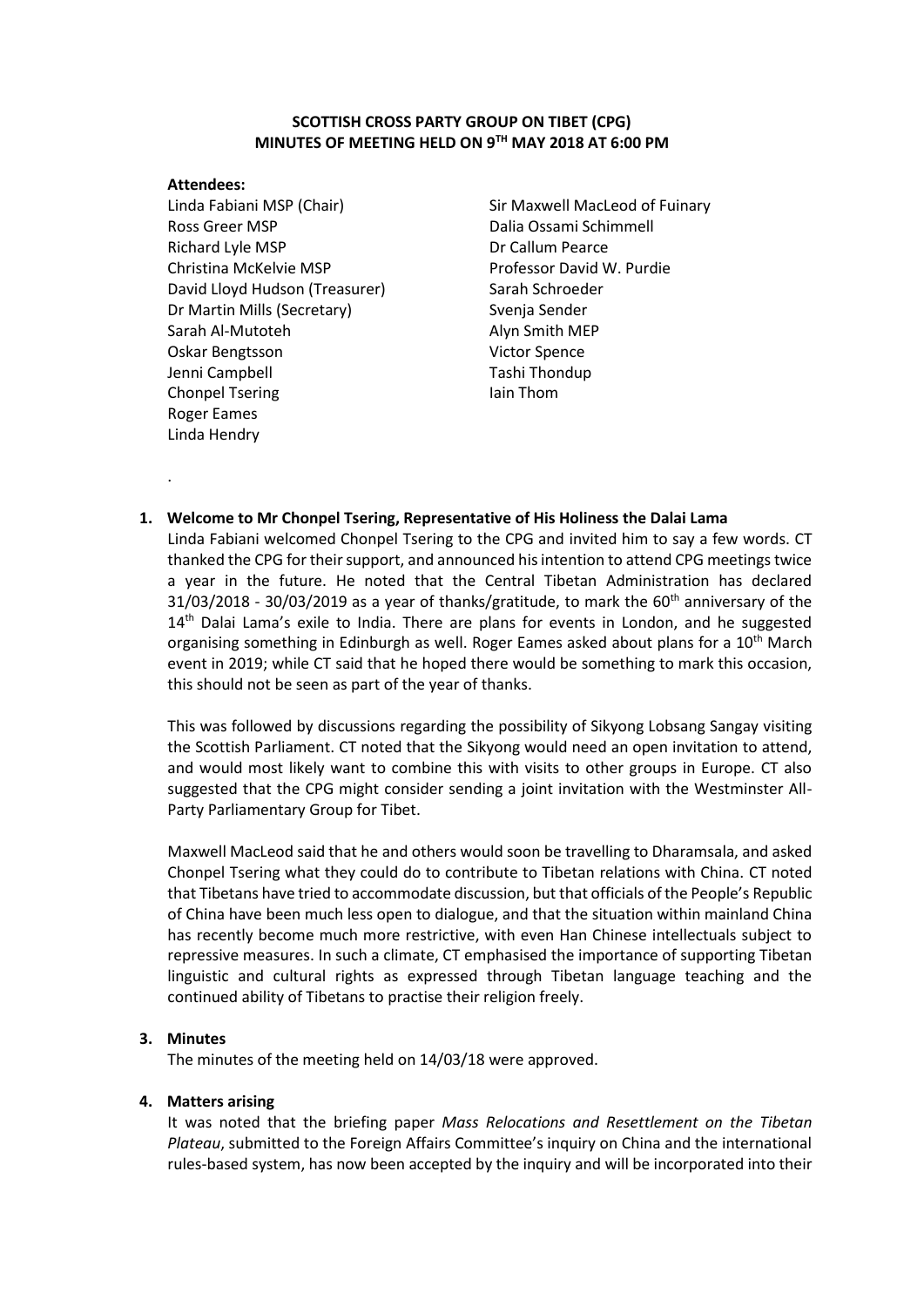**SCOTTISH CROSS PARTY GROUP ON TIBET (CPG)**
**MINUTES OF MEETING HELD ON 9TH MAY 2018 AT 6:00 PM**

**Attendees:**

Linda Fabiani MSP (Chair)
Ross Greer MSP
Richard Lyle MSP
Christina McKelvie MSP
David Lloyd Hudson (Treasurer)
Dr Martin Mills (Secretary)
Sarah Al-Mutoteh
Oskar Bengtsson
Jenni Campbell
Chonpel Tsering
Roger Eames
Linda Hendry
Sir Maxwell MacLeod of Fuinary
Dalia Ossami Schimmell
Dr Callum Pearce
Professor David W. Purdie
Sarah Schroeder
Svenja Sender
Alyn Smith MEP
Victor Spence
Tashi Thondup
Iain Thom

.

**1. Welcome to Mr Chonpel Tsering, Representative of His Holiness the Dalai Lama**

Linda Fabiani welcomed Chonpel Tsering to the CPG and invited him to say a few words. CT thanked the CPG for their support, and announced his intention to attend CPG meetings twice a year in the future. He noted that the Central Tibetan Administration has declared 31/03/2018 - 30/03/2019 as a year of thanks/gratitude, to mark the 60th anniversary of the 14th Dalai Lama's exile to India. There are plans for events in London, and he suggested organising something in Edinburgh as well. Roger Eames asked about plans for a 10th March event in 2019; while CT said that he hoped there would be something to mark this occasion, this should not be seen as part of the year of thanks.

This was followed by discussions regarding the possibility of Sikyong Lobsang Sangay visiting the Scottish Parliament. CT noted that the Sikyong would need an open invitation to attend, and would most likely want to combine this with visits to other groups in Europe. CT also suggested that the CPG might consider sending a joint invitation with the Westminster All-Party Parliamentary Group for Tibet.

Maxwell MacLeod said that he and others would soon be travelling to Dharamsala, and asked Chonpel Tsering what they could do to contribute to Tibetan relations with China. CT noted that Tibetans have tried to accommodate discussion, but that officials of the People's Republic of China have been much less open to dialogue, and that the situation within mainland China has recently become much more restrictive, with even Han Chinese intellectuals subject to repressive measures. In such a climate, CT emphasised the importance of supporting Tibetan linguistic and cultural rights as expressed through Tibetan language teaching and the continued ability of Tibetans to practise their religion freely.

**3. Minutes**

The minutes of the meeting held on 14/03/18 were approved.

**4. Matters arising**

It was noted that the briefing paper *Mass Relocations and Resettlement on the Tibetan Plateau*, submitted to the Foreign Affairs Committee's inquiry on China and the international rules-based system, has now been accepted by the inquiry and will be incorporated into their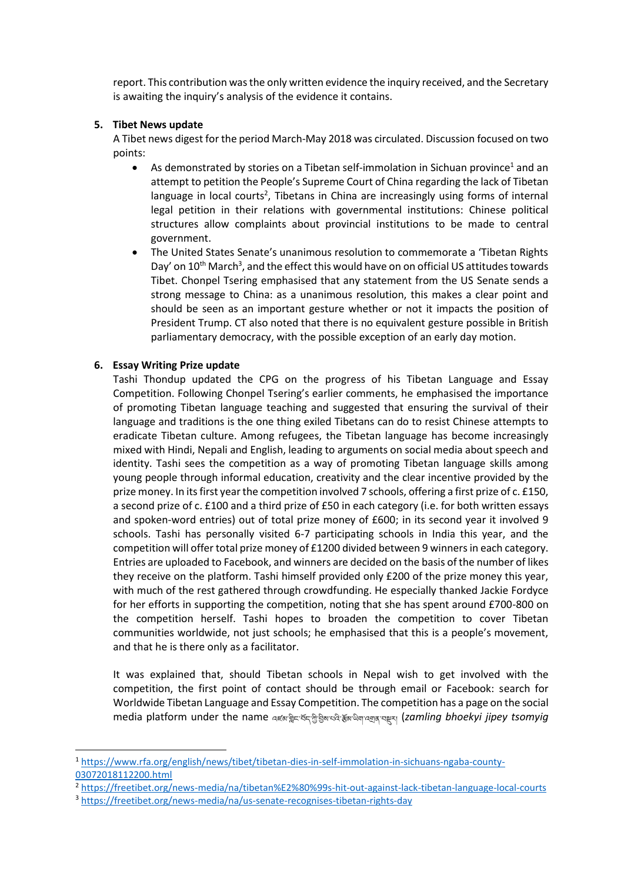report. This contribution was the only written evidence the inquiry received, and the Secretary is awaiting the inquiry's analysis of the evidence it contains.

5. **Tibet News update**

   A Tibet news digest for the period March-May 2018 was circulated. Discussion focused on two points:

   - As demonstrated by stories on a Tibetan self-immolation in Sichuan province[1] and an attempt to petition the People's Supreme Court of China regarding the lack of Tibetan language in local courts[2], Tibetans in China are increasingly using forms of internal legal petition in their relations with governmental institutions: Chinese political structures allow complaints about provincial institutions to be made to central government.
   - The United States Senate's unanimous resolution to commemorate a 'Tibetan Rights Day' on 10th March[3], and the effect this would have on official US attitudes towards Tibet. Chonpel Tsering emphasised that any statement from the US Senate sends a strong message to China: as a unanimous resolution, this makes a clear point and should be seen as an important gesture whether or not it impacts the position of President Trump. CT also noted that there is no equivalent gesture possible in British parliamentary democracy, with the possible exception of an early day motion.

6. **Essay Writing Prize update**

   Tashi Thondup updated the CPG on the progress of his Tibetan Language and Essay Competition. Following Chonpel Tsering's earlier comments, he emphasised the importance of promoting Tibetan language teaching and suggested that ensuring the survival of their language and traditions is the one thing exiled Tibetans can do to resist Chinese attempts to eradicate Tibetan culture. Among refugees, the Tibetan language has become increasingly mixed with Hindi, Nepali and English, leading to arguments on social media about speech and identity. Tashi sees the competition as a way of promoting Tibetan language skills among young people through informal education, creativity and the clear incentive provided by the prize money. In its first year the competition involved 7 schools, offering a first prize of c. £150, a second prize of c. £100 and a third prize of £50 in each category (i.e. for both written essays and spoken-word entries) out of total prize money of £600; in its second year it involved 9 schools. Tashi has personally visited 6-7 participating schools in India this year, and the competition will offer total prize money of £1200 divided between 9 winners in each category. Entries are uploaded to Facebook, and winners are decided on the basis of the number of likes they receive on the platform. Tashi himself provided only £200 of the prize money this year, with much of the rest gathered through crowdfunding. He especially thanked Jackie Fordyce for her efforts in supporting the competition, noting that she has spent around £700-800 on the competition herself. Tashi hopes to broaden the competition to cover Tibetan communities worldwide, not just schools; he emphasised that this is a people's movement, and that he is there only as a facilitator.

   It was explained that, should Tibetan schools in Nepal wish to get involved with the competition, the first point of contact should be through email or Facebook: search for Worldwide Tibetan Language and Essay Competition. The competition has a page on the social media platform under the name འཛམ་གླིང་བོད་ཀྱི་བྲིས་པའི་རྩོམ་ཡིག་འགྲན་བསྡུར། (*zamling bhoekyi jipey tsomyig*

---

[1] https://www.rfa.org/english/news/tibet/tibetan-dies-in-self-immolation-in-sichuans-ngaba-county-03072018112200.html

[2] https://freetibet.org/news-media/na/tibetan%E2%80%99s-hit-out-against-lack-tibetan-language-local-courts

[3] https://freetibet.org/news-media/na/us-senate-recognises-tibetan-rights-day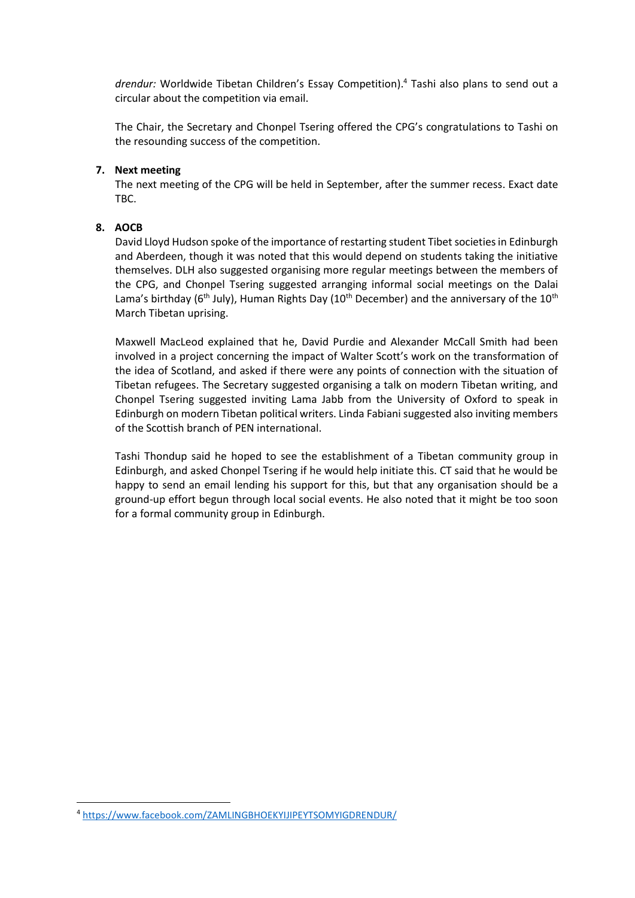*drendur:* Worldwide Tibetan Children's Essay Competition).[4] Tashi also plans to send out a circular about the competition via email.

The Chair, the Secretary and Chonpel Tsering offered the CPG's congratulations to Tashi on the resounding success of the competition.

7. **Next meeting**

The next meeting of the CPG will be held in September, after the summer recess. Exact date TBC.

8. **AOCB**

David Lloyd Hudson spoke of the importance of restarting student Tibet societies in Edinburgh and Aberdeen, though it was noted that this would depend on students taking the initiative themselves. DLH also suggested organising more regular meetings between the members of the CPG, and Chonpel Tsering suggested arranging informal social meetings on the Dalai Lama's birthday (6th July), Human Rights Day (10th December) and the anniversary of the 10th March Tibetan uprising.

Maxwell MacLeod explained that he, David Purdie and Alexander McCall Smith had been involved in a project concerning the impact of Walter Scott's work on the transformation of the idea of Scotland, and asked if there were any points of connection with the situation of Tibetan refugees. The Secretary suggested organising a talk on modern Tibetan writing, and Chonpel Tsering suggested inviting Lama Jabb from the University of Oxford to speak in Edinburgh on modern Tibetan political writers. Linda Fabiani suggested also inviting members of the Scottish branch of PEN international.

Tashi Thondup said he hoped to see the establishment of a Tibetan community group in Edinburgh, and asked Chonpel Tsering if he would help initiate this. CT said that he would be happy to send an email lending his support for this, but that any organisation should be a ground-up effort begun through local social events. He also noted that it might be too soon for a formal community group in Edinburgh.

---

[4] https://www.facebook.com/ZAMLINGBHOEKYIJIPEYTSOMYIGDRENDUR/